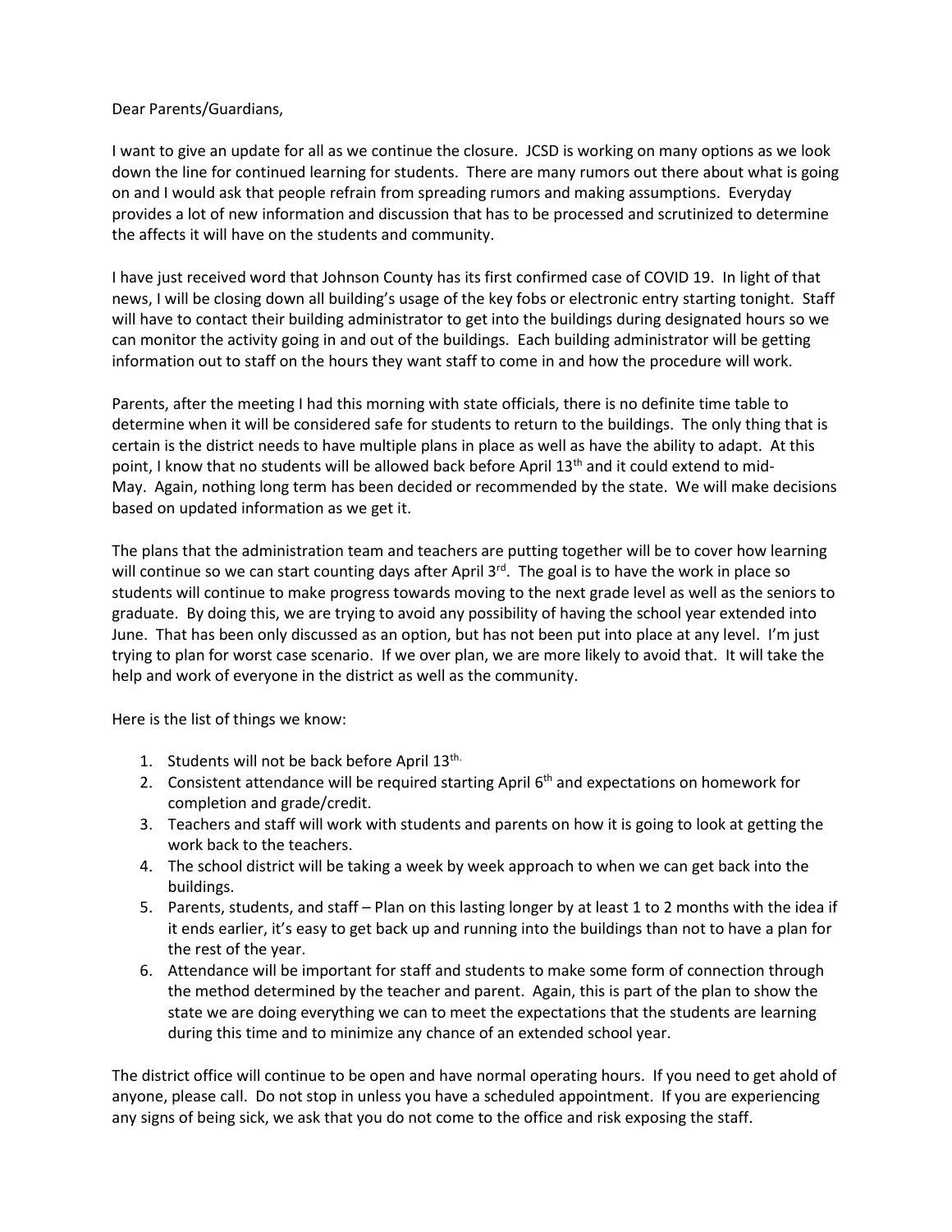Dear Parents/Guardians,

I want to give an update for all as we continue the closure. JCSD is working on many options as we look down the line for continued learning for students. There are many rumors out there about what is going on and I would ask that people refrain from spreading rumors and making assumptions. Everyday provides a lot of new information and discussion that has to be processed and scrutinized to determine the affects it will have on the students and community.

I have just received word that Johnson County has its first confirmed case of COVID 19. In light of that news, I will be closing down all building's usage of the key fobs or electronic entry starting tonight. Staff will have to contact their building administrator to get into the buildings during designated hours so we can monitor the activity going in and out of the buildings. Each building administrator will be getting information out to staff on the hours they want staff to come in and how the procedure will work.

Parents, after the meeting I had this morning with state officials, there is no definite time table to determine when it will be considered safe for students to return to the buildings. The only thing that is certain is the district needs to have multiple plans in place as well as have the ability to adapt. At this point, I know that no students will be allowed back before April 13th and it could extend to mid-May. Again, nothing long term has been decided or recommended by the state. We will make decisions based on updated information as we get it.

The plans that the administration team and teachers are putting together will be to cover how learning will continue so we can start counting days after April 3rd. The goal is to have the work in place so students will continue to make progress towards moving to the next grade level as well as the seniors to graduate. By doing this, we are trying to avoid any possibility of having the school year extended into June. That has been only discussed as an option, but has not been put into place at any level. I'm just trying to plan for worst case scenario. If we over plan, we are more likely to avoid that. It will take the help and work of everyone in the district as well as the community.

Here is the list of things we know:

1. Students will not be back before April 13th.
2. Consistent attendance will be required starting April 6th and expectations on homework for completion and grade/credit.
3. Teachers and staff will work with students and parents on how it is going to look at getting the work back to the teachers.
4. The school district will be taking a week by week approach to when we can get back into the buildings.
5. Parents, students, and staff – Plan on this lasting longer by at least 1 to 2 months with the idea if it ends earlier, it's easy to get back up and running into the buildings than not to have a plan for the rest of the year.
6. Attendance will be important for staff and students to make some form of connection through the method determined by the teacher and parent. Again, this is part of the plan to show the state we are doing everything we can to meet the expectations that the students are learning during this time and to minimize any chance of an extended school year.

The district office will continue to be open and have normal operating hours. If you need to get ahold of anyone, please call. Do not stop in unless you have a scheduled appointment. If you are experiencing any signs of being sick, we ask that you do not come to the office and risk exposing the staff.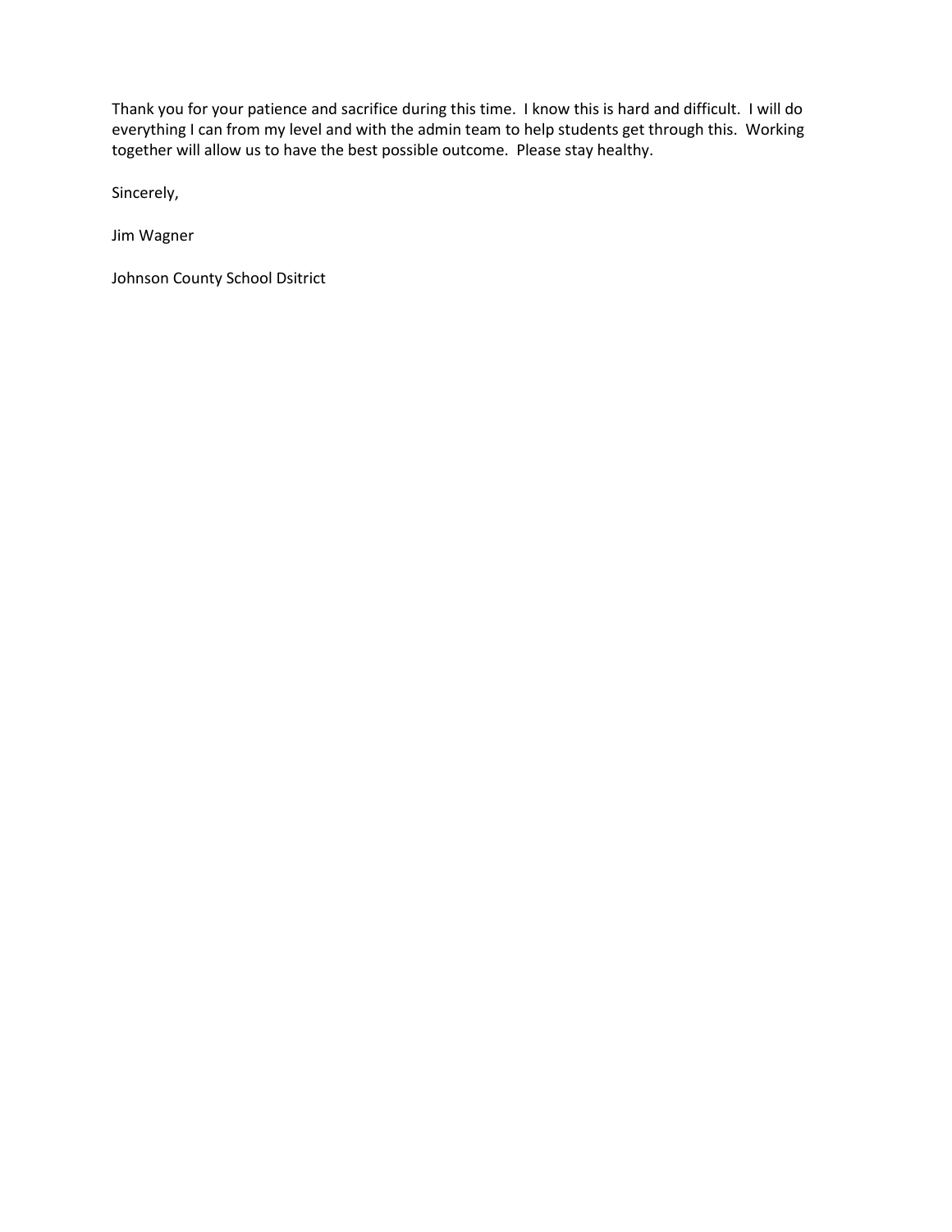Thank you for your patience and sacrifice during this time.  I know this is hard and difficult.  I will do everything I can from my level and with the admin team to help students get through this.  Working together will allow us to have the best possible outcome.  Please stay healthy.

Sincerely,

Jim Wagner

Johnson County School Dsitrict